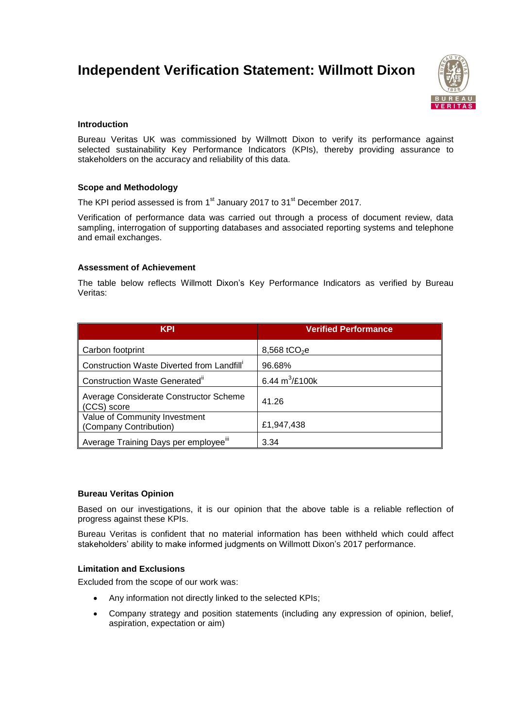# Independent Verification Statement: Willmott Dixon

### Introduction

Bureau Veritas UK was commissioned by Willmott Dixon to verify its performance against selected sustainability Key Performance Indicators (KPIs), thereby providing assurance to stakeholders on the accuracy and reliability of this data.

### Scope and Methodology

The KPI period assessed is from 1st January 2017 to 31st December 2017.

Verification of performance data was carried out through a process of document review, data sampling, interrogation of supporting databases and associated reporting systems and telephone and email exchanges.

### Assessment of Achievement

The table below reflects Willmott Dixon's Key Performance Indicators as verified by Bureau Veritas:

| KPI | Verified Performance |
|---|---|
| Carbon footprint | 8,568 $tCO_2e$ |
| Construction Waste Diverted from Landfill[i] | 96.68% |
| Construction Waste Generated[ii] | 6.44 $m^3$/£100k |
| Average Considerate Constructor Scheme (CCS) score | 41.26 |
| Value of Community Investment (Company Contribution) | £1,947,438 |
| Average Training Days per employee[iii] | 3.34 |

### Bureau Veritas Opinion

Based on our investigations, it is our opinion that the above table is a reliable reflection of progress against these KPIs.

Bureau Veritas is confident that no material information has been withheld which could affect stakeholders' ability to make informed judgments on Willmott Dixon's 2017 performance.

### Limitation and Exclusions

Excluded from the scope of our work was:

- Any information not directly linked to the selected KPIs;
- Company strategy and position statements (including any expression of opinion, belief, aspiration, expectation or aim)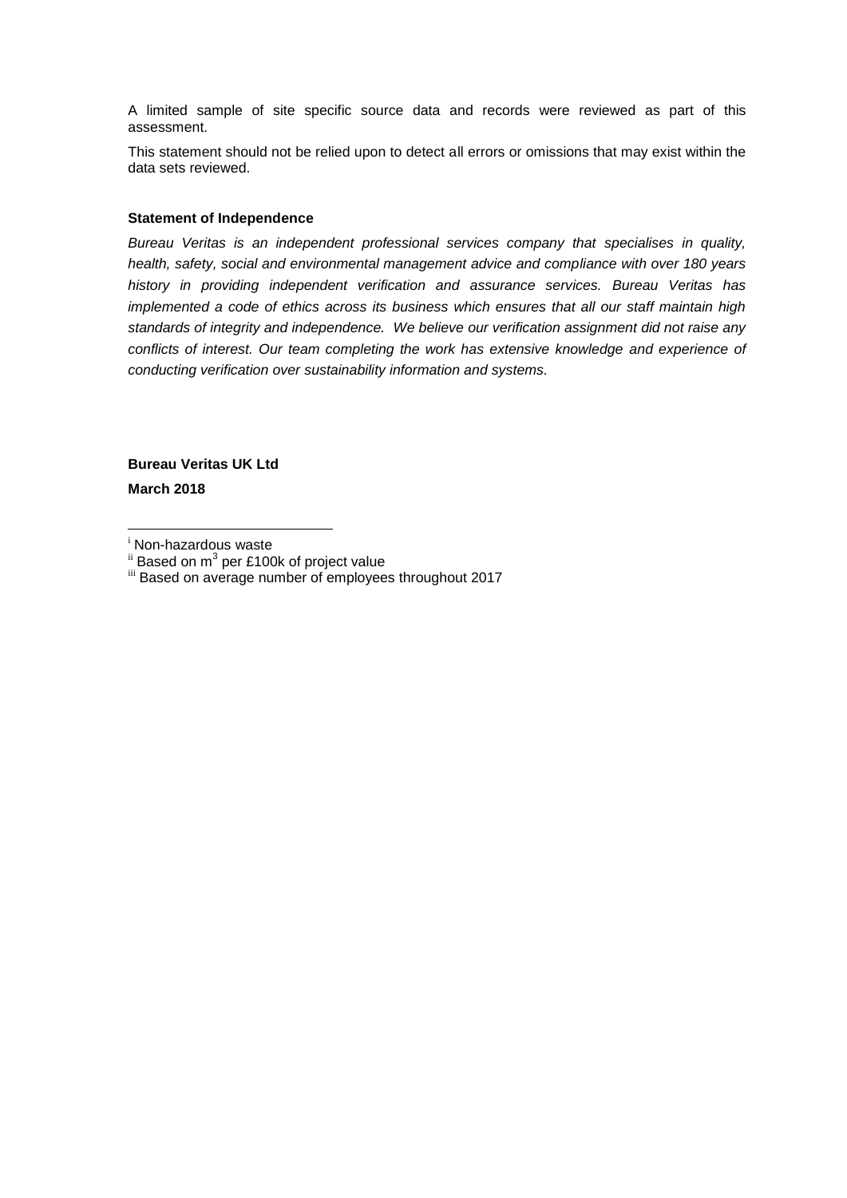A limited sample of site specific source data and records were reviewed as part of this assessment.

This statement should not be relied upon to detect all errors or omissions that may exist within the data sets reviewed.

**Statement of Independence**

*Bureau Veritas is an independent professional services company that specialises in quality, health, safety, social and environmental management advice and compliance with over 180 years history in providing independent verification and assurance services. Bureau Veritas has implemented a code of ethics across its business which ensures that all our staff maintain high standards of integrity and independence. We believe our verification assignment did not raise any conflicts of interest. Our team completing the work has extensive knowledge and experience of conducting verification over sustainability information and systems.*

**Bureau Veritas UK Ltd**

**March 2018**

---

[i] Non-hazardous waste

[ii] Based on $m^3$ per £100k of project value

[iii] Based on average number of employees throughout 2017